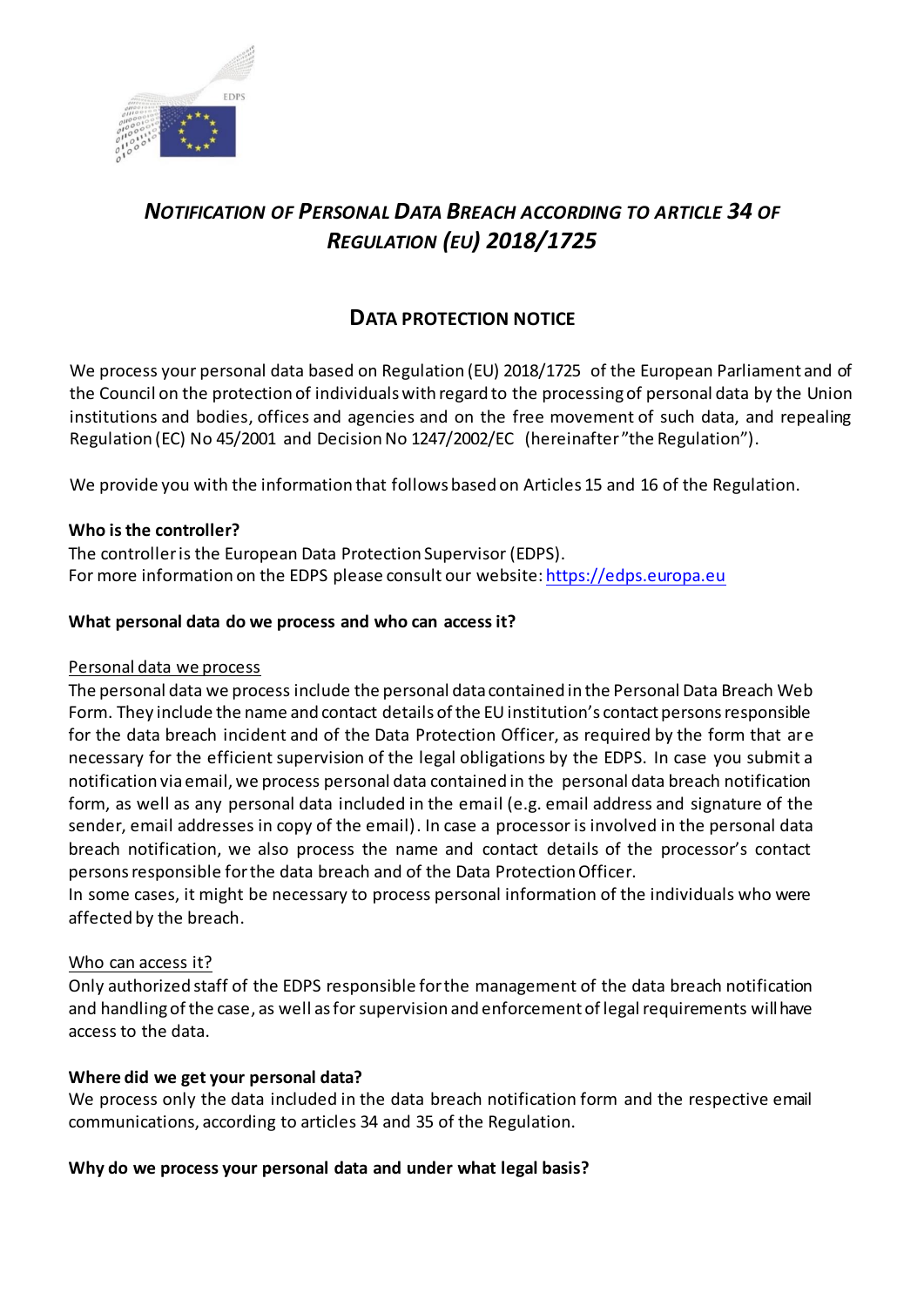# *Notification of Personal Data Breach according to article 34 of Regulation (EU) 2018/1725*

## Data Protection Notice

We process your personal data based on Regulation (EU) 2018/1725 of the European Parliament and of the Council on the protection of individuals with regard to the processing of personal data by the Union institutions and bodies, offices and agencies and on the free movement of such data, and repealing Regulation (EC) No 45/2001 and Decision No 1247/2002/EC (hereinafter "the Regulation").

We provide you with the information that follows based on Articles 15 and 16 of the Regulation.

**Who is the controller?**

The controller is the European Data Protection Supervisor (EDPS).
For more information on the EDPS please consult our website: https://edps.europa.eu

**What personal data do we process and who can access it?**

Personal data we process

The personal data we process include the personal data contained in the Personal Data Breach Web Form. They include the name and contact details of the EU institution's contact persons responsible for the data breach incident and of the Data Protection Officer, as required by the form that are necessary for the efficient supervision of the legal obligations by the EDPS. In case you submit a notification via email, we process personal data contained in the personal data breach notification form, as well as any personal data included in the email (e.g. email address and signature of the sender, email addresses in copy of the email). In case a processor is involved in the personal data breach notification, we also process the name and contact details of the processor's contact persons responsible for the data breach and of the Data Protection Officer.
In some cases, it might be necessary to process personal information of the individuals who were affected by the breach.

Who can access it?

Only authorized staff of the EDPS responsible for the management of the data breach notification and handling of the case, as well as for supervision and enforcement of legal requirements will have access to the data.

**Where did we get your personal data?**

We process only the data included in the data breach notification form and the respective email communications, according to articles 34 and 35 of the Regulation.

**Why do we process your personal data and under what legal basis?**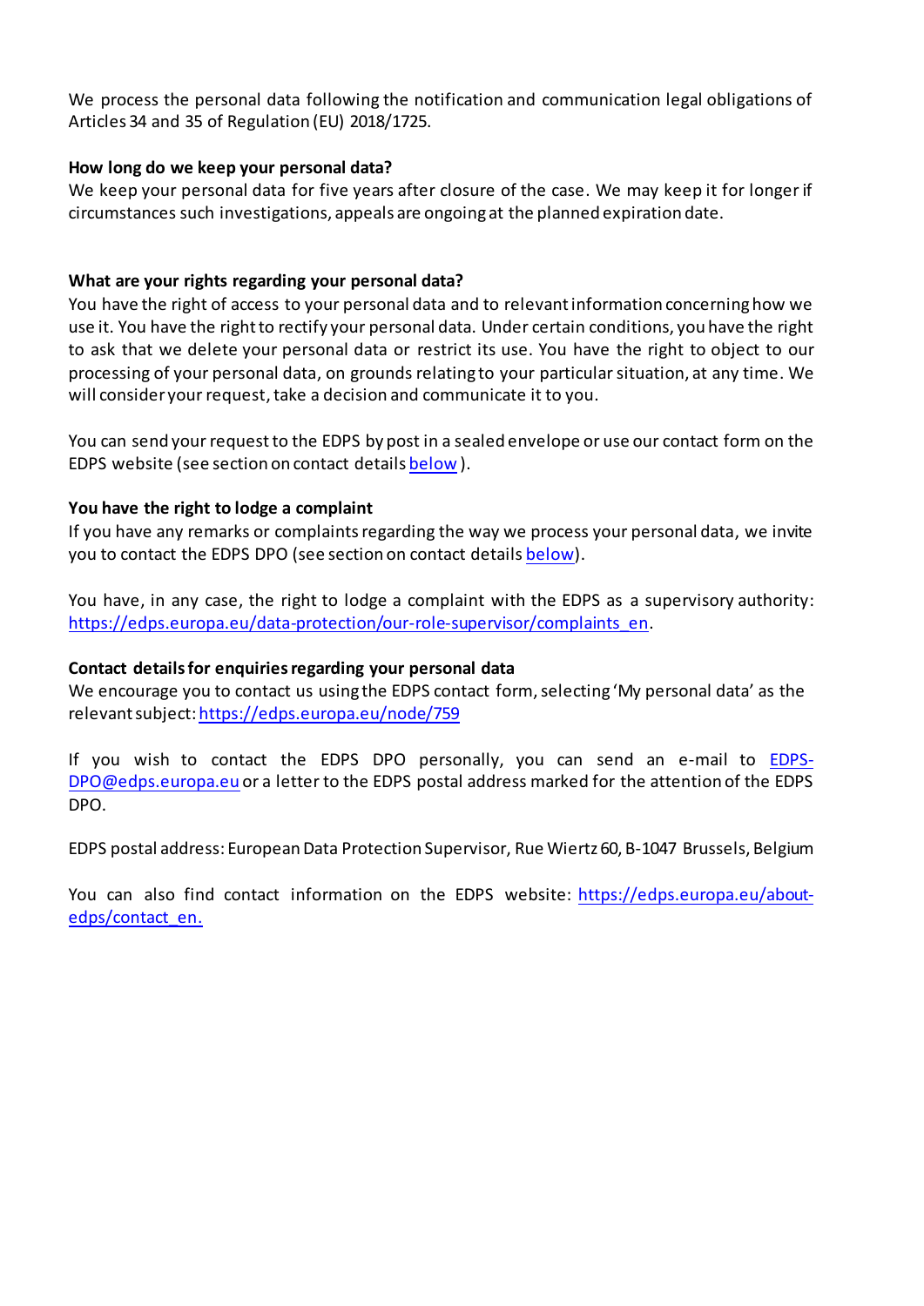We process the personal data following the notification and communication legal obligations of Articles 34 and 35 of Regulation (EU) 2018/1725.

**How long do we keep your personal data?**

We keep your personal data for five years after closure of the case. We may keep it for longer if circumstances such investigations, appeals are ongoing at the planned expiration date.

**What are your rights regarding your personal data?**

You have the right of access to your personal data and to relevant information concerning how we use it. You have the right to rectify your personal data. Under certain conditions, you have the right to ask that we delete your personal data or restrict its use. You have the right to object to our processing of your personal data, on grounds relating to your particular situation, at any time. We will consider your request, take a decision and communicate it to you.

You can send your request to the EDPS by post in a sealed envelope or use our contact form on the EDPS website (see section on contact details below ).

**You have the right to lodge a complaint**

If you have any remarks or complaints regarding the way we process your personal data, we invite you to contact the EDPS DPO (see section on contact details below).

You have, in any case, the right to lodge a complaint with the EDPS as a supervisory authority: https://edps.europa.eu/data-protection/our-role-supervisor/complaints_en.

**Contact details for enquiries regarding your personal data**

We encourage you to contact us using the EDPS contact form, selecting 'My personal data' as the relevant subject: https://edps.europa.eu/node/759

If you wish to contact the EDPS DPO personally, you can send an e-mail to EDPS-DPO@edps.europa.eu or a letter to the EDPS postal address marked for the attention of the EDPS DPO.

EDPS postal address: European Data Protection Supervisor, Rue Wiertz 60, B-1047 Brussels, Belgium

You can also find contact information on the EDPS website: https://edps.europa.eu/about-edps/contact_en.